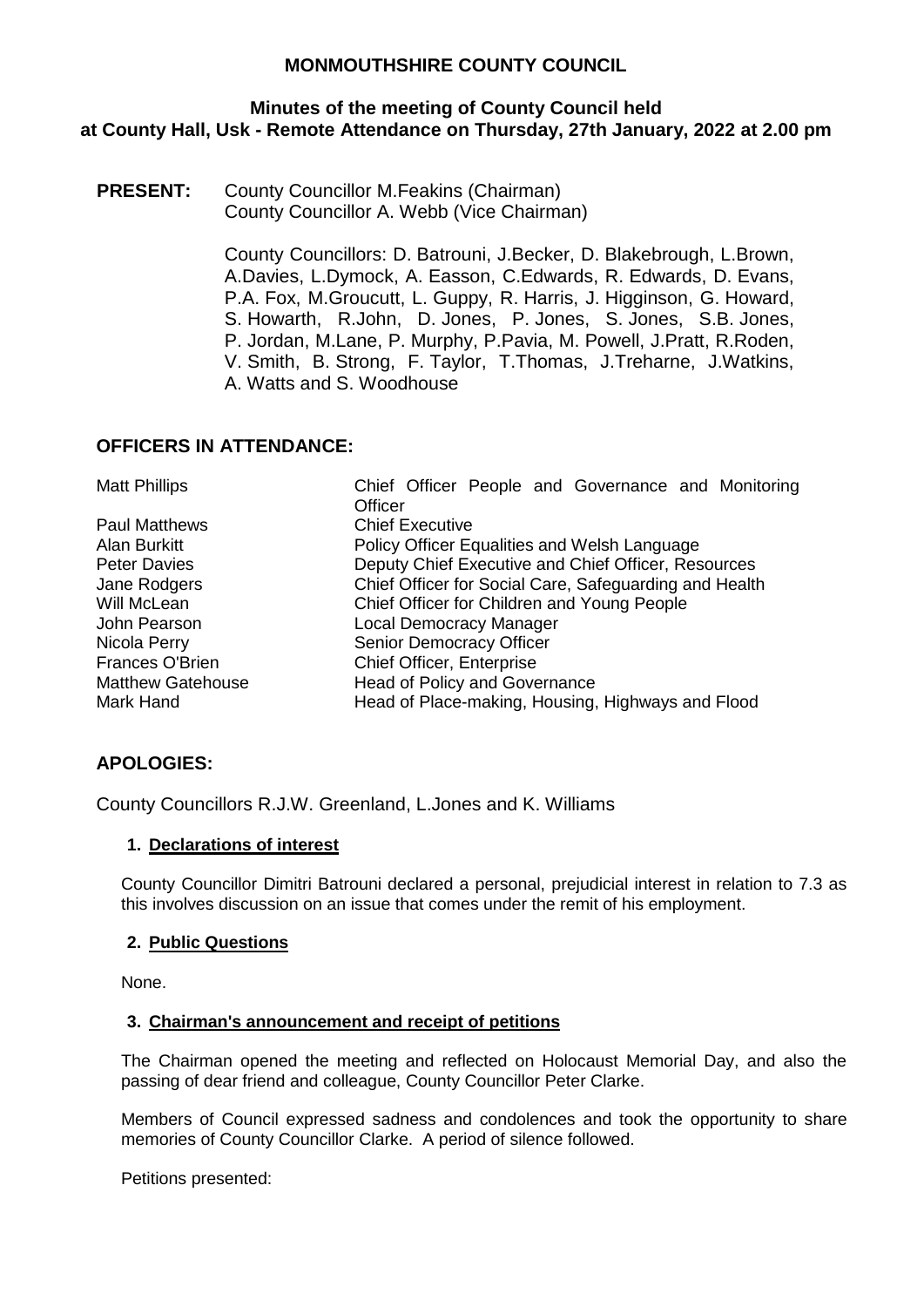# MONMOUTHSHIRE COUNTY COUNCIL

## Minutes of the meeting of County Council held at County Hall, Usk - Remote Attendance on Thursday, 27th January, 2022 at 2.00 pm

**PRESENT:** County Councillor M.Feakins (Chairman)
County Councillor A. Webb (Vice Chairman)

County Councillors: D. Batrouni, J.Becker, D. Blakebrough, L.Brown, A.Davies, L.Dymock, A. Easson, C.Edwards, R. Edwards, D. Evans, P.A. Fox, M.Groucutt, L. Guppy, R. Harris, J. Higginson, G. Howard, S. Howarth, R.John, D. Jones, P. Jones, S. Jones, S.B. Jones, P. Jordan, M.Lane, P. Murphy, P.Pavia, M. Powell, J.Pratt, R.Roden, V. Smith, B. Strong, F. Taylor, T.Thomas, J.Treharne, J.Watkins, A. Watts and S. Woodhouse

## OFFICERS IN ATTENDANCE:

| | |
|---|---|
| Matt Phillips | Chief Officer People and Governance and Monitoring Officer |
| Paul Matthews | Chief Executive |
| Alan Burkitt | Policy Officer Equalities and Welsh Language |
| Peter Davies | Deputy Chief Executive and Chief Officer, Resources |
| Jane Rodgers | Chief Officer for Social Care, Safeguarding and Health |
| Will McLean | Chief Officer for Children and Young People |
| John Pearson | Local Democracy Manager |
| Nicola Perry | Senior Democracy Officer |
| Frances O'Brien | Chief Officer, Enterprise |
| Matthew Gatehouse | Head of Policy and Governance |
| Mark Hand | Head of Place-making, Housing, Highways and Flood |

## APOLOGIES:

County Councillors R.J.W. Greenland, L.Jones and K. Williams

### 1. Declarations of interest

County Councillor Dimitri Batrouni declared a personal, prejudicial interest in relation to 7.3 as this involves discussion on an issue that comes under the remit of his employment.

### 2. Public Questions

None.

### 3. Chairman's announcement and receipt of petitions

The Chairman opened the meeting and reflected on Holocaust Memorial Day, and also the passing of dear friend and colleague, County Councillor Peter Clarke.

Members of Council expressed sadness and condolences and took the opportunity to share memories of County Councillor Clarke. A period of silence followed.

Petitions presented: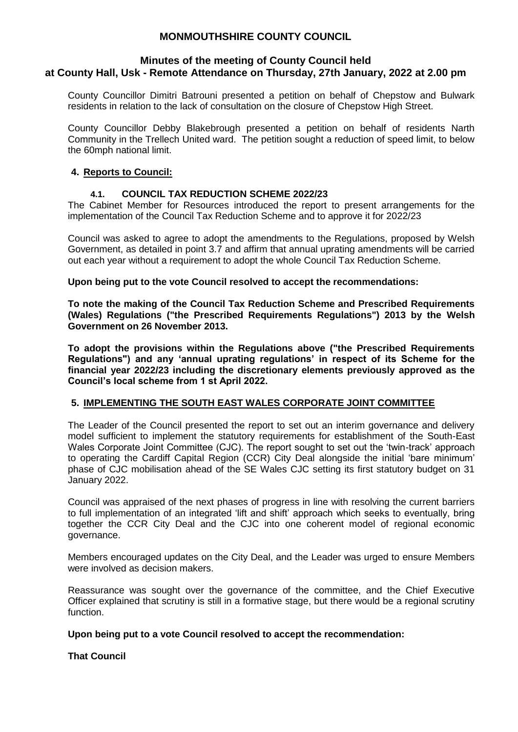# MONMOUTHSHIRE COUNTY COUNCIL

## Minutes of the meeting of County Council held at County Hall, Usk - Remote Attendance on Thursday, 27th January, 2022 at 2.00 pm

County Councillor Dimitri Batrouni presented a petition on behalf of Chepstow and Bulwark residents in relation to the lack of consultation on the closure of Chepstow High Street.

County Councillor Debby Blakebrough presented a petition on behalf of residents Narth Community in the Trellech United ward. The petition sought a reduction of speed limit, to below the 60mph national limit.

### 4. Reports to Council:

#### 4.1. COUNCIL TAX REDUCTION SCHEME 2022/23

The Cabinet Member for Resources introduced the report to present arrangements for the implementation of the Council Tax Reduction Scheme and to approve it for 2022/23

Council was asked to agree to adopt the amendments to the Regulations, proposed by Welsh Government, as detailed in point 3.7 and affirm that annual uprating amendments will be carried out each year without a requirement to adopt the whole Council Tax Reduction Scheme.

**Upon being put to the vote Council resolved to accept the recommendations:**

**To note the making of the Council Tax Reduction Scheme and Prescribed Requirements (Wales) Regulations ("the Prescribed Requirements Regulations") 2013 by the Welsh Government on 26 November 2013.**

**To adopt the provisions within the Regulations above ("the Prescribed Requirements Regulations") and any 'annual uprating regulations' in respect of its Scheme for the financial year 2022/23 including the discretionary elements previously approved as the Council's local scheme from 1 st April 2022.**

### 5. IMPLEMENTING THE SOUTH EAST WALES CORPORATE JOINT COMMITTEE

The Leader of the Council presented the report to set out an interim governance and delivery model sufficient to implement the statutory requirements for establishment of the South-East Wales Corporate Joint Committee (CJC). The report sought to set out the 'twin-track' approach to operating the Cardiff Capital Region (CCR) City Deal alongside the initial 'bare minimum' phase of CJC mobilisation ahead of the SE Wales CJC setting its first statutory budget on 31 January 2022.

Council was appraised of the next phases of progress in line with resolving the current barriers to full implementation of an integrated 'lift and shift' approach which seeks to eventually, bring together the CCR City Deal and the CJC into one coherent model of regional economic governance.

Members encouraged updates on the City Deal, and the Leader was urged to ensure Members were involved as decision makers.

Reassurance was sought over the governance of the committee, and the Chief Executive Officer explained that scrutiny is still in a formative stage, but there would be a regional scrutiny function.

**Upon being put to a vote Council resolved to accept the recommendation:**

**That Council**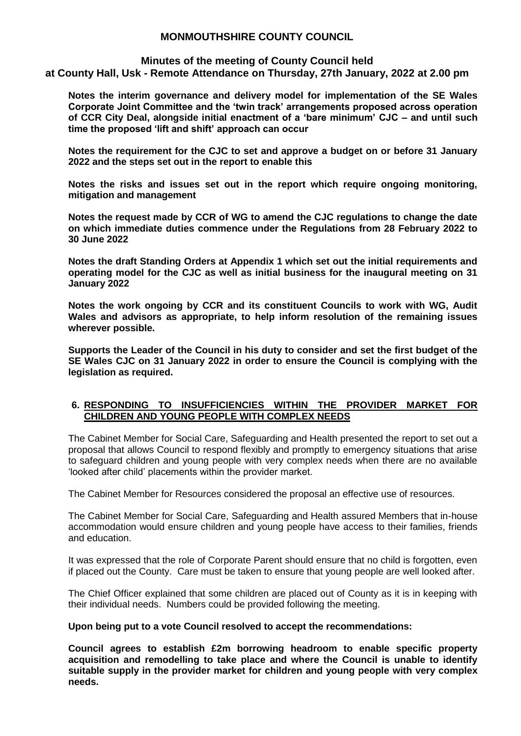**MONMOUTHSHIRE COUNTY COUNCIL**

**Minutes of the meeting of County Council held at County Hall, Usk - Remote Attendance on Thursday, 27th January, 2022 at 2.00 pm**

**Notes the interim governance and delivery model for implementation of the SE Wales Corporate Joint Committee and the 'twin track' arrangements proposed across operation of CCR City Deal, alongside initial enactment of a 'bare minimum' CJC – and until such time the proposed 'lift and shift' approach can occur**

**Notes the requirement for the CJC to set and approve a budget on or before 31 January 2022 and the steps set out in the report to enable this**

**Notes the risks and issues set out in the report which require ongoing monitoring, mitigation and management**

**Notes the request made by CCR of WG to amend the CJC regulations to change the date on which immediate duties commence under the Regulations from 28 February 2022 to 30 June 2022**

**Notes the draft Standing Orders at Appendix 1 which set out the initial requirements and operating model for the CJC as well as initial business for the inaugural meeting on 31 January 2022**

**Notes the work ongoing by CCR and its constituent Councils to work with WG, Audit Wales and advisors as appropriate, to help inform resolution of the remaining issues wherever possible.**

**Supports the Leader of the Council in his duty to consider and set the first budget of the SE Wales CJC on 31 January 2022 in order to ensure the Council is complying with the legislation as required.**

## 6. RESPONDING TO INSUFFICIENCIES WITHIN THE PROVIDER MARKET FOR CHILDREN AND YOUNG PEOPLE WITH COMPLEX NEEDS

The Cabinet Member for Social Care, Safeguarding and Health presented the report to set out a proposal that allows Council to respond flexibly and promptly to emergency situations that arise to safeguard children and young people with very complex needs when there are no available 'looked after child' placements within the provider market.

The Cabinet Member for Resources considered the proposal an effective use of resources.

The Cabinet Member for Social Care, Safeguarding and Health assured Members that in-house accommodation would ensure children and young people have access to their families, friends and education.

It was expressed that the role of Corporate Parent should ensure that no child is forgotten, even if placed out the County. Care must be taken to ensure that young people are well looked after.

The Chief Officer explained that some children are placed out of County as it is in keeping with their individual needs. Numbers could be provided following the meeting.

**Upon being put to a vote Council resolved to accept the recommendations:**

**Council agrees to establish £2m borrowing headroom to enable specific property acquisition and remodelling to take place and where the Council is unable to identify suitable supply in the provider market for children and young people with very complex needs.**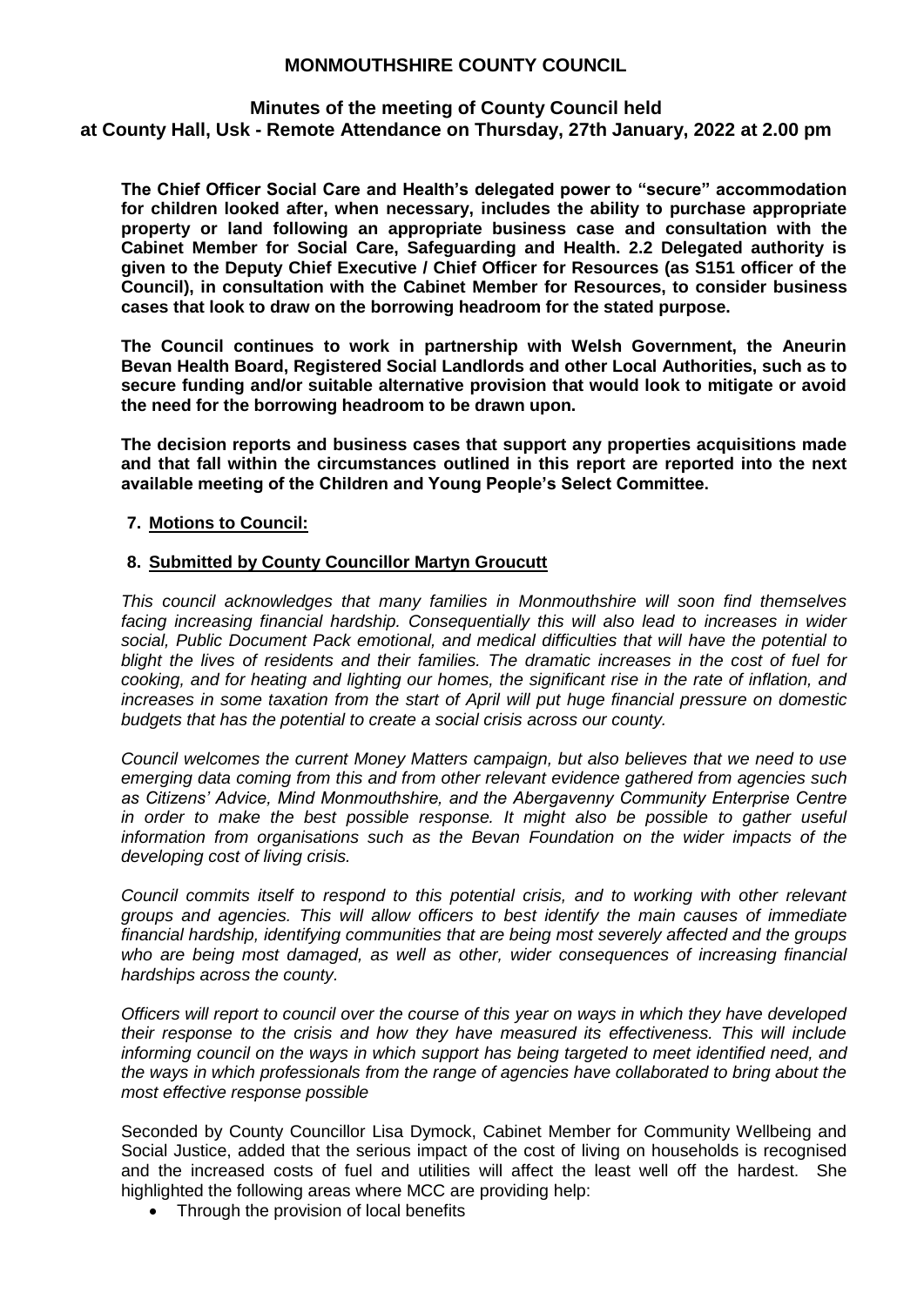**MONMOUTHSHIRE COUNTY COUNCIL**

**Minutes of the meeting of County Council held at County Hall, Usk - Remote Attendance on Thursday, 27th January, 2022 at 2.00 pm**

**The Chief Officer Social Care and Health's delegated power to "secure" accommodation for children looked after, when necessary, includes the ability to purchase appropriate property or land following an appropriate business case and consultation with the Cabinet Member for Social Care, Safeguarding and Health. 2.2 Delegated authority is given to the Deputy Chief Executive / Chief Officer for Resources (as S151 officer of the Council), in consultation with the Cabinet Member for Resources, to consider business cases that look to draw on the borrowing headroom for the stated purpose.**

**The Council continues to work in partnership with Welsh Government, the Aneurin Bevan Health Board, Registered Social Landlords and other Local Authorities, such as to secure funding and/or suitable alternative provision that would look to mitigate or avoid the need for the borrowing headroom to be drawn upon.**

**The decision reports and business cases that support any properties acquisitions made and that fall within the circumstances outlined in this report are reported into the next available meeting of the Children and Young People's Select Committee.**

**7. Motions to Council:**

**8. Submitted by County Councillor Martyn Groucutt**

*This council acknowledges that many families in Monmouthshire will soon find themselves facing increasing financial hardship. Consequentially this will also lead to increases in wider social, Public Document Pack emotional, and medical difficulties that will have the potential to blight the lives of residents and their families. The dramatic increases in the cost of fuel for cooking, and for heating and lighting our homes, the significant rise in the rate of inflation, and increases in some taxation from the start of April will put huge financial pressure on domestic budgets that has the potential to create a social crisis across our county.*

*Council welcomes the current Money Matters campaign, but also believes that we need to use emerging data coming from this and from other relevant evidence gathered from agencies such as Citizens' Advice, Mind Monmouthshire, and the Abergavenny Community Enterprise Centre in order to make the best possible response. It might also be possible to gather useful information from organisations such as the Bevan Foundation on the wider impacts of the developing cost of living crisis.*

*Council commits itself to respond to this potential crisis, and to working with other relevant groups and agencies. This will allow officers to best identify the main causes of immediate financial hardship, identifying communities that are being most severely affected and the groups who are being most damaged, as well as other, wider consequences of increasing financial hardships across the county.*

*Officers will report to council over the course of this year on ways in which they have developed their response to the crisis and how they have measured its effectiveness. This will include informing council on the ways in which support has being targeted to meet identified need, and the ways in which professionals from the range of agencies have collaborated to bring about the most effective response possible*

Seconded by County Councillor Lisa Dymock, Cabinet Member for Community Wellbeing and Social Justice, added that the serious impact of the cost of living on households is recognised and the increased costs of fuel and utilities will affect the least well off the hardest. She highlighted the following areas where MCC are providing help:

- Through the provision of local benefits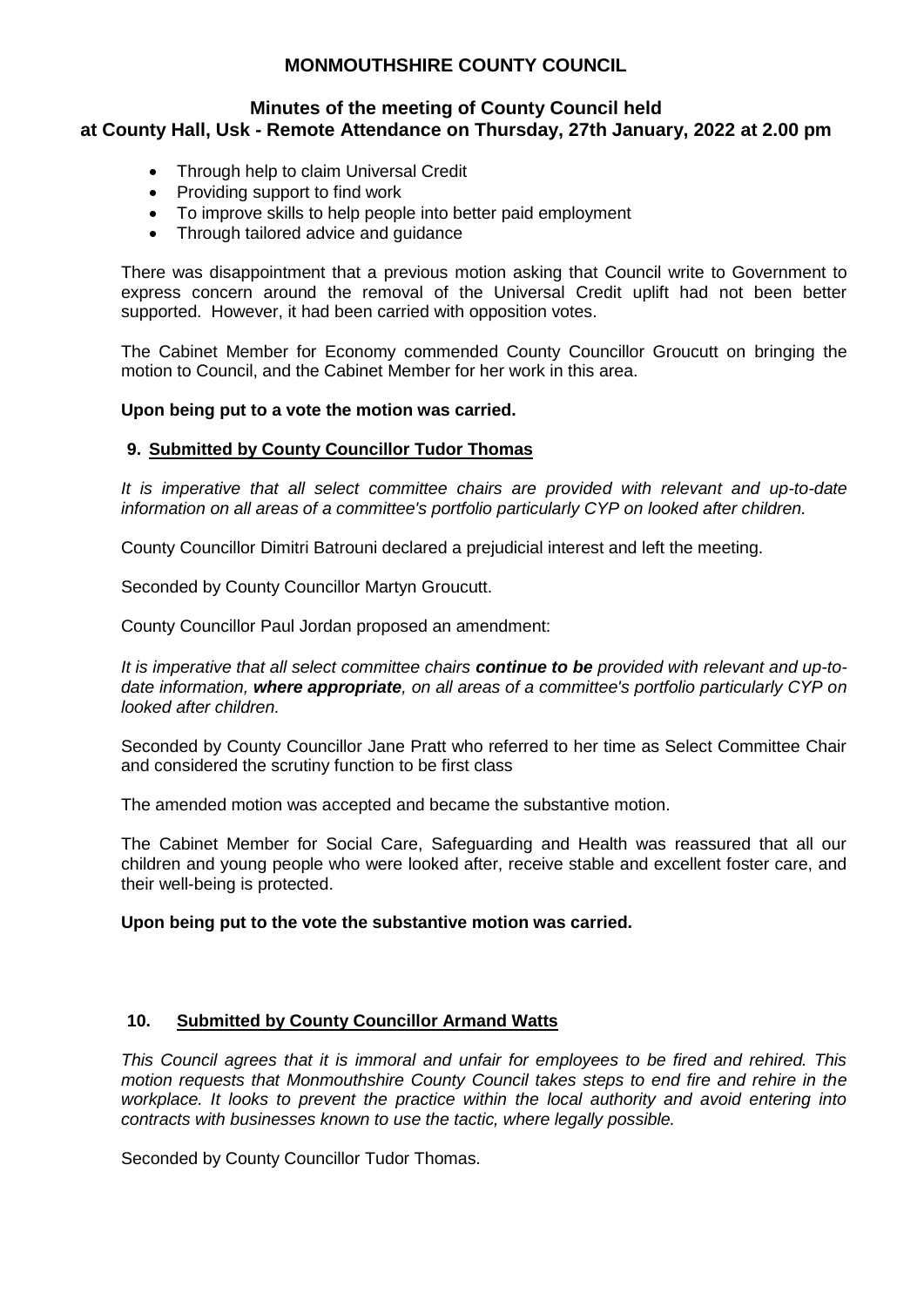- Through help to claim Universal Credit
- Providing support to find work
- To improve skills to help people into better paid employment
- Through tailored advice and guidance

There was disappointment that a previous motion asking that Council write to Government to express concern around the removal of the Universal Credit uplift had not been better supported. However, it had been carried with opposition votes.

The Cabinet Member for Economy commended County Councillor Groucutt on bringing the motion to Council, and the Cabinet Member for her work in this area.

**Upon being put to a vote the motion was carried.**

**9. Submitted by County Councillor Tudor Thomas**

*It is imperative that all select committee chairs are provided with relevant and up-to-date information on all areas of a committee's portfolio particularly CYP on looked after children.*

County Councillor Dimitri Batrouni declared a prejudicial interest and left the meeting.

Seconded by County Councillor Martyn Groucutt.

County Councillor Paul Jordan proposed an amendment:

*It is imperative that all select committee chairs* ***continue to be*** *provided with relevant and up-to-date information,* ***where appropriate****, on all areas of a committee's portfolio particularly CYP on looked after children.*

Seconded by County Councillor Jane Pratt who referred to her time as Select Committee Chair and considered the scrutiny function to be first class

The amended motion was accepted and became the substantive motion.

The Cabinet Member for Social Care, Safeguarding and Health was reassured that all our children and young people who were looked after, receive stable and excellent foster care, and their well-being is protected.

**Upon being put to the vote the substantive motion was carried.**

**10. Submitted by County Councillor Armand Watts**

*This Council agrees that it is immoral and unfair for employees to be fired and rehired. This motion requests that Monmouthshire County Council takes steps to end fire and rehire in the workplace. It looks to prevent the practice within the local authority and avoid entering into contracts with businesses known to use the tactic, where legally possible.*

Seconded by County Councillor Tudor Thomas.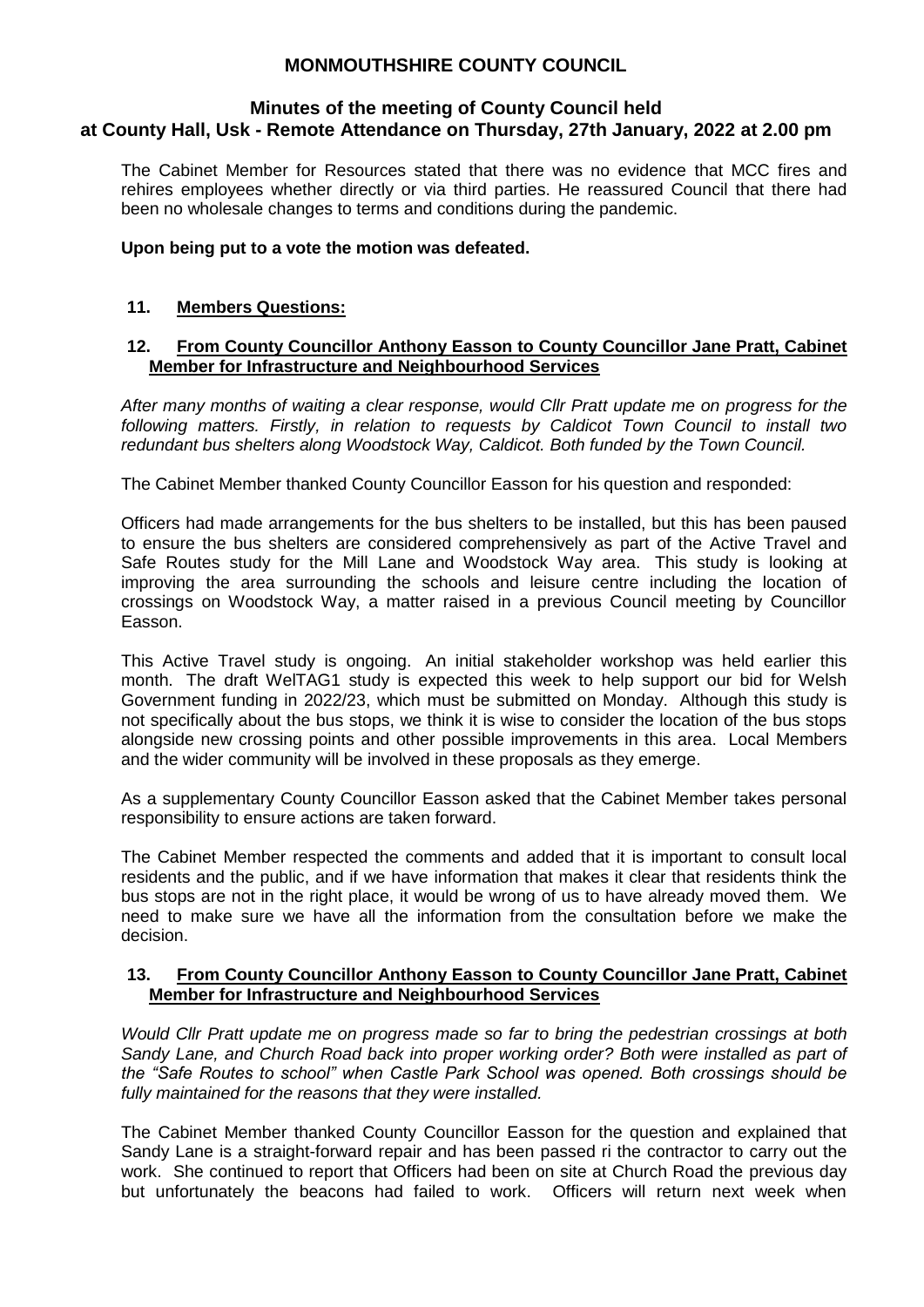# MONMOUTHSHIRE COUNTY COUNCIL

## Minutes of the meeting of County Council held at County Hall, Usk - Remote Attendance on Thursday, 27th January, 2022 at 2.00 pm

The Cabinet Member for Resources stated that there was no evidence that MCC fires and rehires employees whether directly or via third parties. He reassured Council that there had been no wholesale changes to terms and conditions during the pandemic.

**Upon being put to a vote the motion was defeated.**

### 11. Members Questions:

### 12. From County Councillor Anthony Easson to County Councillor Jane Pratt, Cabinet Member for Infrastructure and Neighbourhood Services

*After many months of waiting a clear response, would Cllr Pratt update me on progress for the following matters. Firstly, in relation to requests by Caldicot Town Council to install two redundant bus shelters along Woodstock Way, Caldicot. Both funded by the Town Council.*

The Cabinet Member thanked County Councillor Easson for his question and responded:

Officers had made arrangements for the bus shelters to be installed, but this has been paused to ensure the bus shelters are considered comprehensively as part of the Active Travel and Safe Routes study for the Mill Lane and Woodstock Way area. This study is looking at improving the area surrounding the schools and leisure centre including the location of crossings on Woodstock Way, a matter raised in a previous Council meeting by Councillor Easson.

This Active Travel study is ongoing. An initial stakeholder workshop was held earlier this month. The draft WelTAG1 study is expected this week to help support our bid for Welsh Government funding in 2022/23, which must be submitted on Monday. Although this study is not specifically about the bus stops, we think it is wise to consider the location of the bus stops alongside new crossing points and other possible improvements in this area. Local Members and the wider community will be involved in these proposals as they emerge.

As a supplementary County Councillor Easson asked that the Cabinet Member takes personal responsibility to ensure actions are taken forward.

The Cabinet Member respected the comments and added that it is important to consult local residents and the public, and if we have information that makes it clear that residents think the bus stops are not in the right place, it would be wrong of us to have already moved them. We need to make sure we have all the information from the consultation before we make the decision.

### 13. From County Councillor Anthony Easson to County Councillor Jane Pratt, Cabinet Member for Infrastructure and Neighbourhood Services

*Would Cllr Pratt update me on progress made so far to bring the pedestrian crossings at both Sandy Lane, and Church Road back into proper working order? Both were installed as part of the "Safe Routes to school" when Castle Park School was opened. Both crossings should be fully maintained for the reasons that they were installed.*

The Cabinet Member thanked County Councillor Easson for the question and explained that Sandy Lane is a straight-forward repair and has been passed ri the contractor to carry out the work. She continued to report that Officers had been on site at Church Road the previous day but unfortunately the beacons had failed to work. Officers will return next week when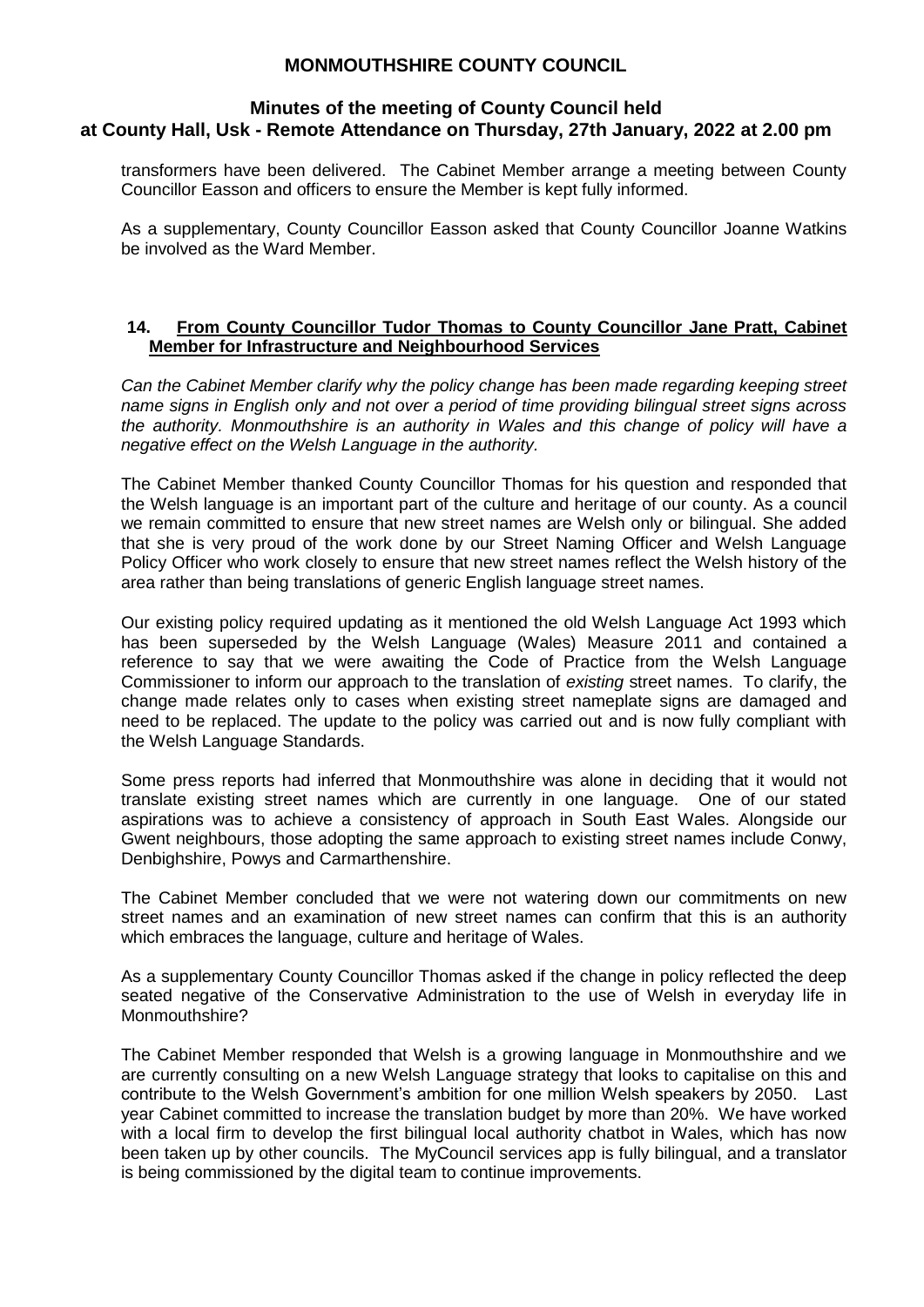transformers have been delivered. The Cabinet Member arrange a meeting between County Councillor Easson and officers to ensure the Member is kept fully informed.

As a supplementary, County Councillor Easson asked that County Councillor Joanne Watkins be involved as the Ward Member.

### 14. From County Councillor Tudor Thomas to County Councillor Jane Pratt, Cabinet Member for Infrastructure and Neighbourhood Services

*Can the Cabinet Member clarify why the policy change has been made regarding keeping street name signs in English only and not over a period of time providing bilingual street signs across the authority. Monmouthshire is an authority in Wales and this change of policy will have a negative effect on the Welsh Language in the authority.*

The Cabinet Member thanked County Councillor Thomas for his question and responded that the Welsh language is an important part of the culture and heritage of our county. As a council we remain committed to ensure that new street names are Welsh only or bilingual. She added that she is very proud of the work done by our Street Naming Officer and Welsh Language Policy Officer who work closely to ensure that new street names reflect the Welsh history of the area rather than being translations of generic English language street names.

Our existing policy required updating as it mentioned the old Welsh Language Act 1993 which has been superseded by the Welsh Language (Wales) Measure 2011 and contained a reference to say that we were awaiting the Code of Practice from the Welsh Language Commissioner to inform our approach to the translation of *existing* street names. To clarify, the change made relates only to cases when existing street nameplate signs are damaged and need to be replaced. The update to the policy was carried out and is now fully compliant with the Welsh Language Standards.

Some press reports had inferred that Monmouthshire was alone in deciding that it would not translate existing street names which are currently in one language. One of our stated aspirations was to achieve a consistency of approach in South East Wales. Alongside our Gwent neighbours, those adopting the same approach to existing street names include Conwy, Denbighshire, Powys and Carmarthenshire.

The Cabinet Member concluded that we were not watering down our commitments on new street names and an examination of new street names can confirm that this is an authority which embraces the language, culture and heritage of Wales.

As a supplementary County Councillor Thomas asked if the change in policy reflected the deep seated negative of the Conservative Administration to the use of Welsh in everyday life in Monmouthshire?

The Cabinet Member responded that Welsh is a growing language in Monmouthshire and we are currently consulting on a new Welsh Language strategy that looks to capitalise on this and contribute to the Welsh Government's ambition for one million Welsh speakers by 2050. Last year Cabinet committed to increase the translation budget by more than 20%. We have worked with a local firm to develop the first bilingual local authority chatbot in Wales, which has now been taken up by other councils. The MyCouncil services app is fully bilingual, and a translator is being commissioned by the digital team to continue improvements.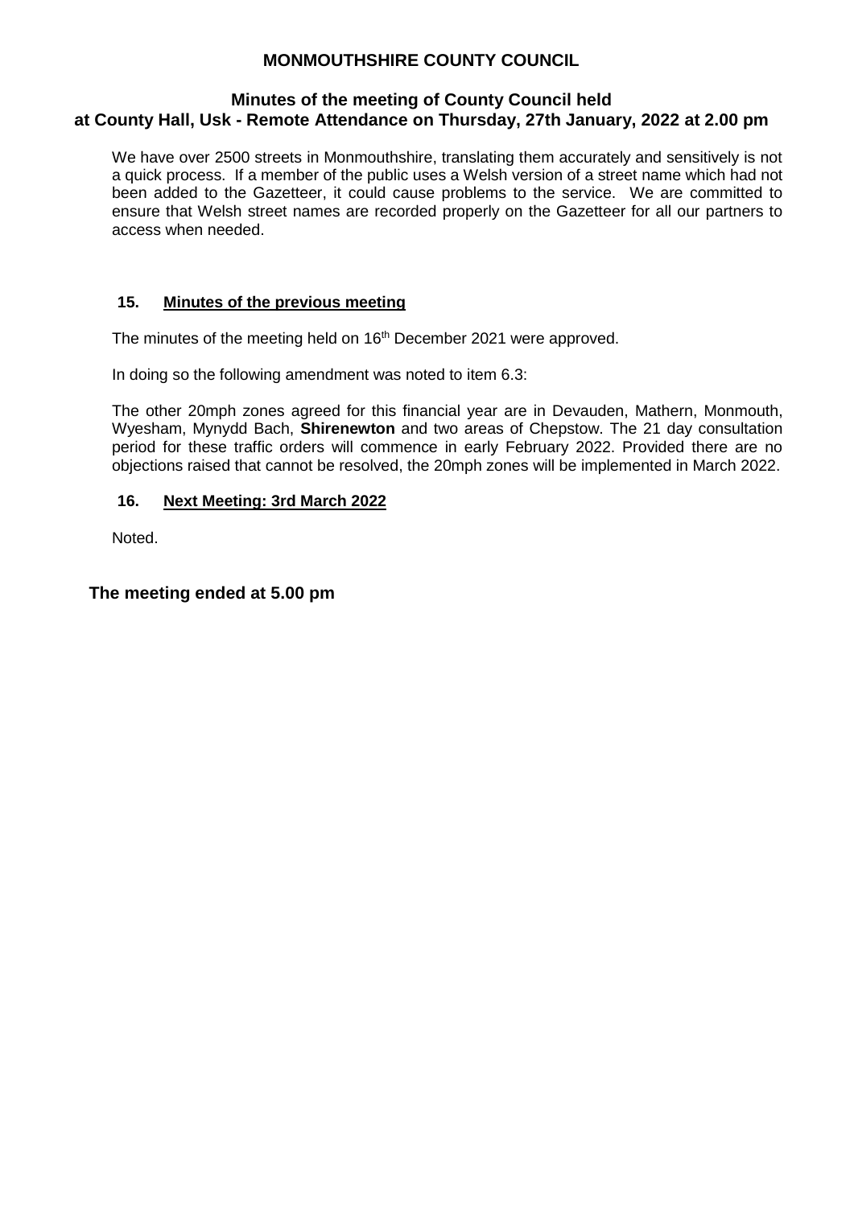We have over 2500 streets in Monmouthshire, translating them accurately and sensitively is not a quick process. If a member of the public uses a Welsh version of a street name which had not been added to the Gazetteer, it could cause problems to the service. We are committed to ensure that Welsh street names are recorded properly on the Gazetteer for all our partners to access when needed.

## 15. Minutes of the previous meeting

The minutes of the meeting held on 16th December 2021 were approved.

In doing so the following amendment was noted to item 6.3:

The other 20mph zones agreed for this financial year are in Devauden, Mathern, Monmouth, Wyesham, Mynydd Bach, **Shirenewton** and two areas of Chepstow. The 21 day consultation period for these traffic orders will commence in early February 2022. Provided there are no objections raised that cannot be resolved, the 20mph zones will be implemented in March 2022.

## 16. Next Meeting: 3rd March 2022

Noted.

**The meeting ended at 5.00 pm**